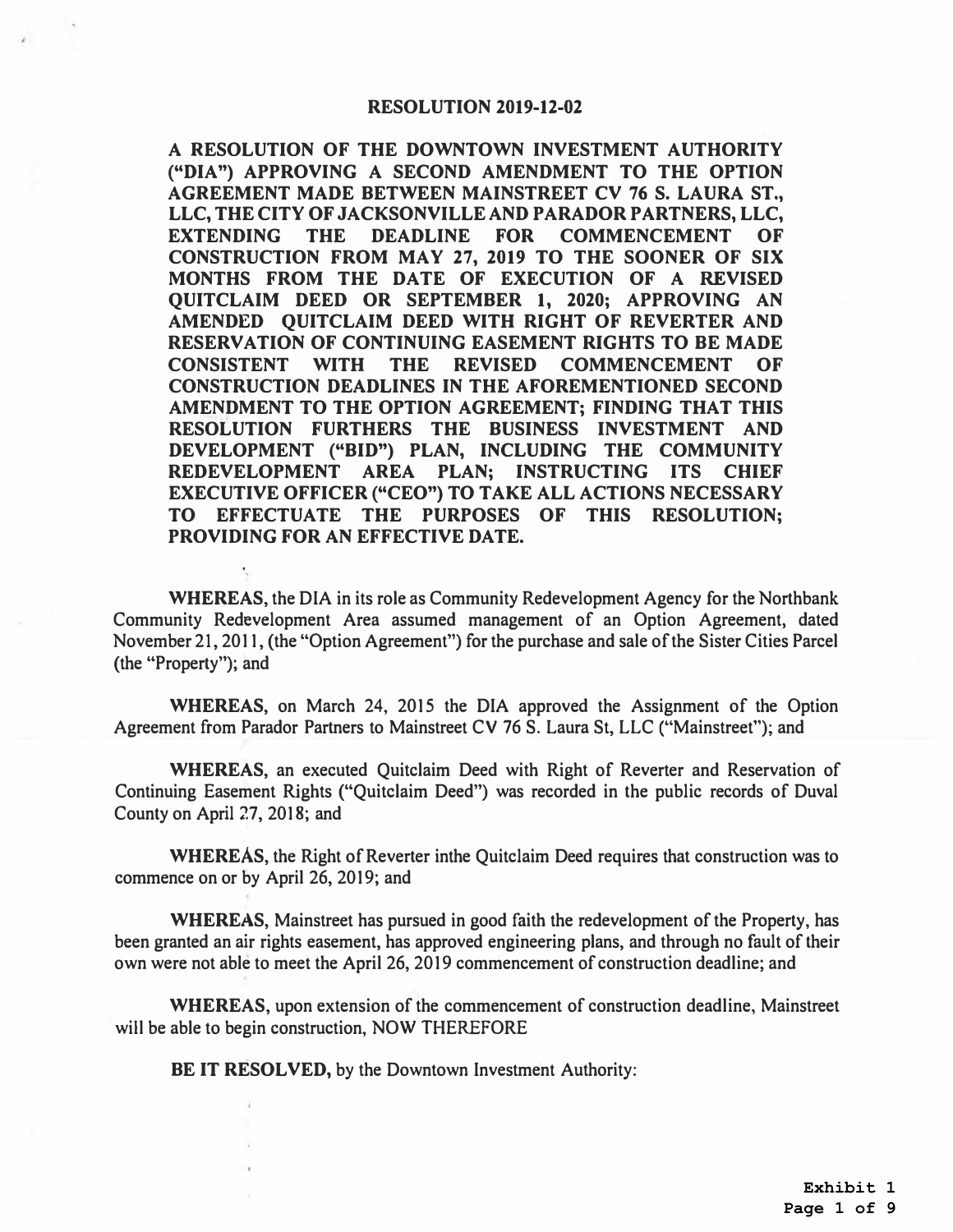# RESOLUTION 2019-12-02

**A RESOLUTION OF THE DOWNTOWN INVESTMENT AUTHORITY ("DIA") APPROVING A SECOND AMENDMENT TO THE OPTION AGREEMENT MADE BETWEEN MAINSTREET CV 76 S. LAURA ST., LLC, THE CITY OF JACKSONVILLE AND PARADOR PARTNERS, LLC, EXTENDING THE DEADLINE FOR COMMENCEMENT OF CONSTRUCTION FROM MAY 27, 2019 TO THE SOONER OF SIX MONTHS FROM THE DATE OF EXECUTION OF A REVISED QUITCLAIM DEED OR SEPTEMBER 1, 2020; APPROVING AN AMENDED QUITCLAIM DEED WITH RIGHT OF REVERTER AND RESERVATION OF CONTINUING EASEMENT RIGHTS TO BE MADE CONSISTENT WITH THE REVISED COMMENCEMENT OF CONSTRUCTION DEADLINES IN THE AFOREMENTIONED SECOND AMENDMENT TO THE OPTION AGREEMENT; FINDING THAT THIS RESOLUTION FURTHERS THE BUSINESS INVESTMENT AND DEVELOPMENT ("BID") PLAN, INCLUDING THE COMMUNITY REDEVELOPMENT AREA PLAN; INSTRUCTING ITS CHIEF EXECUTIVE OFFICER ("CEO") TO TAKE ALL ACTIONS NECESSARY TO EFFECTUATE THE PURPOSES OF THIS RESOLUTION; PROVIDING FOR AN EFFECTIVE DATE.**

**WHEREAS,** the DIA in its role as Community Redevelopment Agency for the Northbank Community Redevelopment Area assumed management of an Option Agreement, dated November 21, 2011, (the "Option Agreement") for the purchase and sale of the Sister Cities Parcel (the "Property"); and

**WHEREAS,** on March 24, 2015 the DIA approved the Assignment of the Option Agreement from Parador Partners to Mainstreet CV 76 S. Laura St, LLC ("Mainstreet"); and

**WHEREAS,** an executed Quitclaim Deed with Right of Reverter and Reservation of Continuing Easement Rights ("Quitclaim Deed") was recorded in the public records of Duval County on April 27, 2018; and

**WHEREAS,** the Right of Reverter inthe Quitclaim Deed requires that construction was to commence on or by April 26, 2019; and

**WHEREAS,** Mainstreet has pursued in good faith the redevelopment of the Property, has been granted an air rights easement, has approved engineering plans, and through no fault of their own were not able to meet the April 26, 2019 commencement of construction deadline; and

**WHEREAS,** upon extension of the commencement of construction deadline, Mainstreet will be able to begin construction, NOW THEREFORE

**BE IT RESOLVED,** by the Downtown Investment Authority:

**Exhibit 1**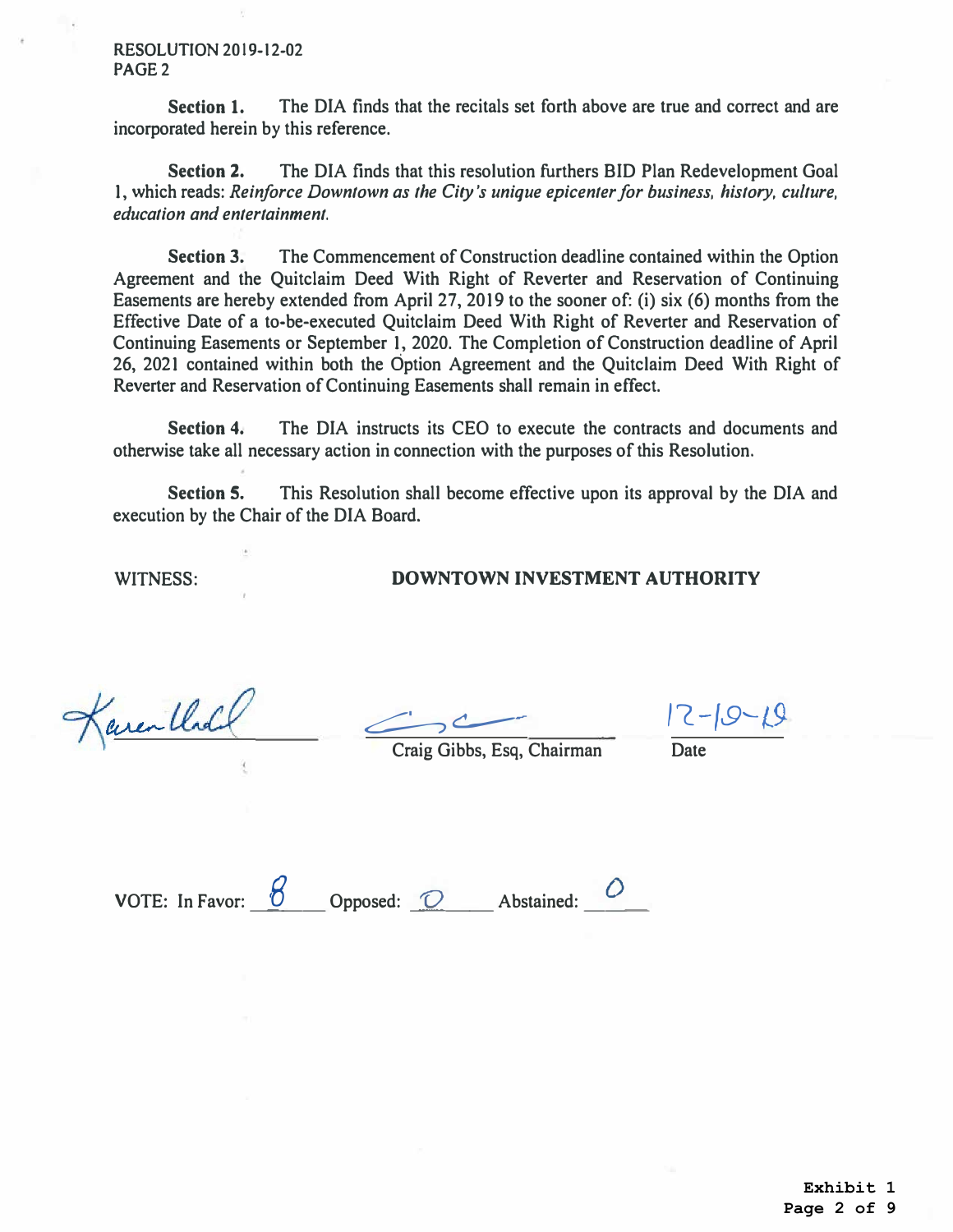RESOLUTION 2019-12-02
PAGE 2

**Section 1.** The DIA finds that the recitals set forth above are true and correct and are incorporated herein by this reference.

**Section 2.** The DIA finds that this resolution furthers BID Plan Redevelopment Goal 1, which reads: *Reinforce Downtown as the City's unique epicenter for business, history, culture, education and entertainment.*

**Section 3.** The Commencement of Construction deadline contained within the Option Agreement and the Quitclaim Deed With Right of Reverter and Reservation of Continuing Easements are hereby extended from April 27, 2019 to the sooner of: (i) six (6) months from the Effective Date of a to-be-executed Quitclaim Deed With Right of Reverter and Reservation of Continuing Easements or September 1, 2020. The Completion of Construction deadline of April 26, 2021 contained within both the Option Agreement and the Quitclaim Deed With Right of Reverter and Reservation of Continuing Easements shall remain in effect.

**Section 4.** The DIA instructs its CEO to execute the contracts and documents and otherwise take all necessary action in connection with the purposes of this Resolution.

**Section 5.** This Resolution shall become effective upon its approval by the DIA and execution by the Chair of the DIA Board.

WITNESS: **DOWNTOWN INVESTMENT AUTHORITY**

Karen Underwood

Craig Gibbs, Esq, Chairman

12-19-19
Date

VOTE: In Favor: 8 Opposed: 0 Abstained: 0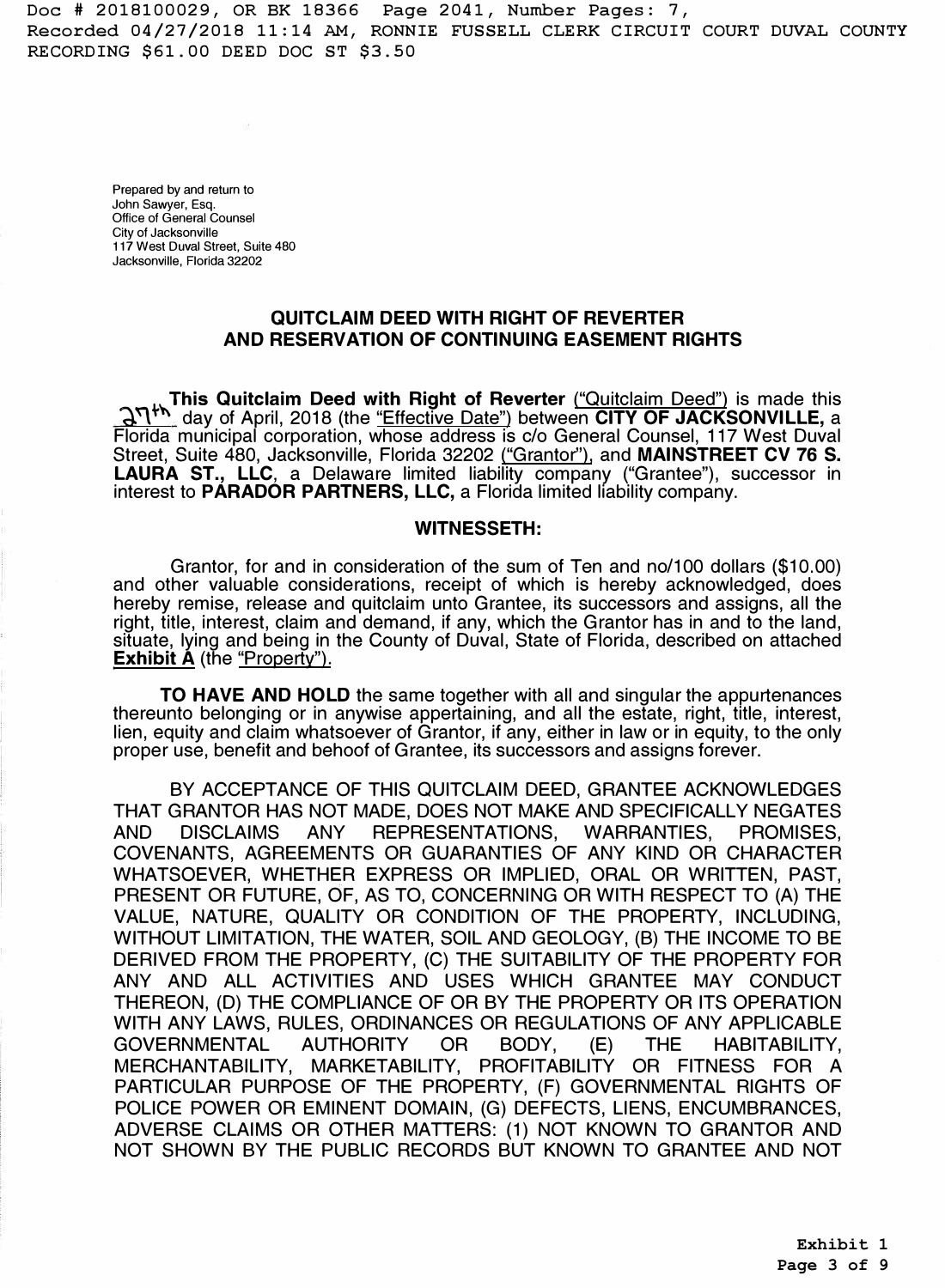Doc # 2018100029, OR BK 18366 Page 2041, Number Pages: 7,
Recorded 04/27/2018 11:14 AM, RONNIE FUSSELL CLERK CIRCUIT COURT DUVAL COUNTY
RECORDING $61.00 DEED DOC ST $3.50

Prepared by and return to
John Sawyer, Esq.
Office of General Counsel
City of Jacksonville
117 West Duval Street, Suite 480
Jacksonville, Florida 32202

## QUITCLAIM DEED WITH RIGHT OF REVERTER AND RESERVATION OF CONTINUING EASEMENT RIGHTS

**This Quitclaim Deed with Right of Reverter** (“Quitclaim Deed”) is made this 27th day of April, 2018 (the “Effective Date”) between **CITY OF JACKSONVILLE,** a Florida municipal corporation, whose address is c/o General Counsel, 117 West Duval Street, Suite 480, Jacksonville, Florida 32202 (“Grantor”), and **MAINSTREET CV 76 S. LAURA ST., LLC**, a Delaware limited liability company (“Grantee”), successor in interest to **PARADOR PARTNERS, LLC,** a Florida limited liability company.

### WITNESSETH:

Grantor, for and in consideration of the sum of Ten and no/100 dollars ($10.00) and other valuable considerations, receipt of which is hereby acknowledged, does hereby remise, release and quitclaim unto Grantee, its successors and assigns, all the right, title, interest, claim and demand, if any, which the Grantor has in and to the land, situate, lying and being in the County of Duval, State of Florida, described on attached **Exhibit A** (the “Property”).

**TO HAVE AND HOLD** the same together with all and singular the appurtenances thereunto belonging or in anywise appertaining, and all the estate, right, title, interest, lien, equity and claim whatsoever of Grantor, if any, either in law or in equity, to the only proper use, benefit and behoof of Grantee, its successors and assigns forever.

BY ACCEPTANCE OF THIS QUITCLAIM DEED, GRANTEE ACKNOWLEDGES THAT GRANTOR HAS NOT MADE, DOES NOT MAKE AND SPECIFICALLY NEGATES AND DISCLAIMS ANY REPRESENTATIONS, WARRANTIES, PROMISES, COVENANTS, AGREEMENTS OR GUARANTIES OF ANY KIND OR CHARACTER WHATSOEVER, WHETHER EXPRESS OR IMPLIED, ORAL OR WRITTEN, PAST, PRESENT OR FUTURE, OF, AS TO, CONCERNING OR WITH RESPECT TO (A) THE VALUE, NATURE, QUALITY OR CONDITION OF THE PROPERTY, INCLUDING, WITHOUT LIMITATION, THE WATER, SOIL AND GEOLOGY, (B) THE INCOME TO BE DERIVED FROM THE PROPERTY, (C) THE SUITABILITY OF THE PROPERTY FOR ANY AND ALL ACTIVITIES AND USES WHICH GRANTEE MAY CONDUCT THEREON, (D) THE COMPLIANCE OF OR BY THE PROPERTY OR ITS OPERATION WITH ANY LAWS, RULES, ORDINANCES OR REGULATIONS OF ANY APPLICABLE GOVERNMENTAL AUTHORITY OR BODY, (E) THE HABITABILITY, MERCHANTABILITY, MARKETABILITY, PROFITABILITY OR FITNESS FOR A PARTICULAR PURPOSE OF THE PROPERTY, (F) GOVERNMENTAL RIGHTS OF POLICE POWER OR EMINENT DOMAIN, (G) DEFECTS, LIENS, ENCUMBRANCES, ADVERSE CLAIMS OR OTHER MATTERS: (1) NOT KNOWN TO GRANTOR AND NOT SHOWN BY THE PUBLIC RECORDS BUT KNOWN TO GRANTEE AND NOT

Exhibit 1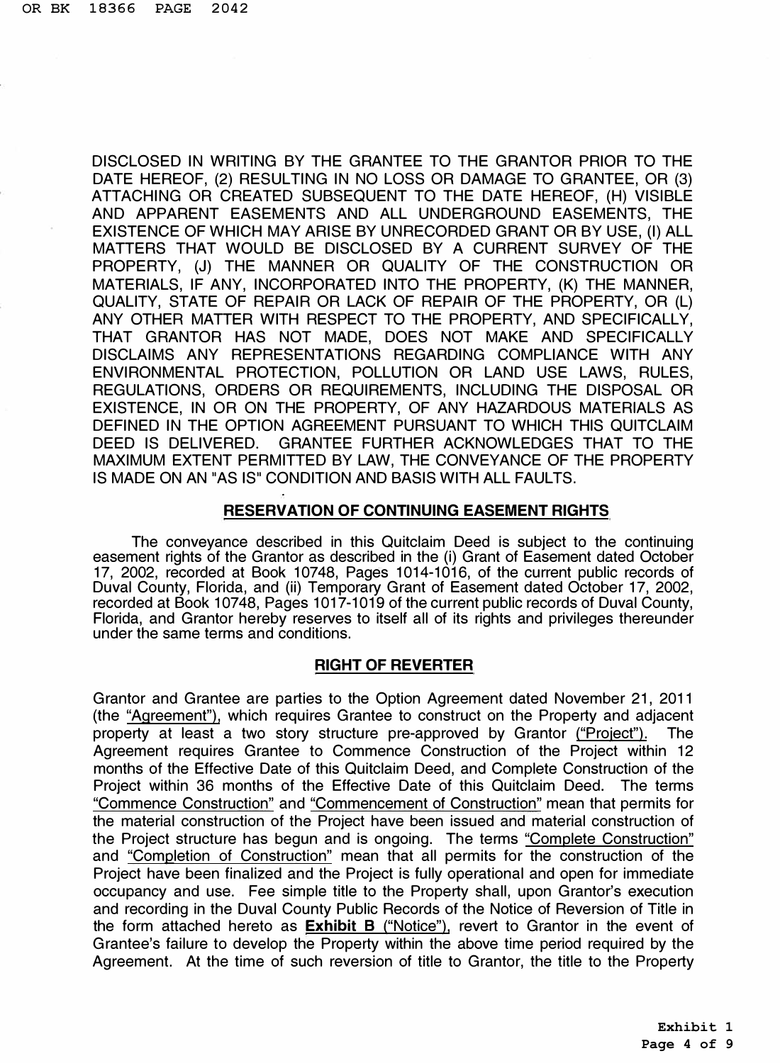DISCLOSED IN WRITING BY THE GRANTEE TO THE GRANTOR PRIOR TO THE DATE HEREOF, (2) RESULTING IN NO LOSS OR DAMAGE TO GRANTEE, OR (3) ATTACHING OR CREATED SUBSEQUENT TO THE DATE HEREOF, (H) VISIBLE AND APPARENT EASEMENTS AND ALL UNDERGROUND EASEMENTS, THE EXISTENCE OF WHICH MAY ARISE BY UNRECORDED GRANT OR BY USE, (I) ALL MATTERS THAT WOULD BE DISCLOSED BY A CURRENT SURVEY OF THE PROPERTY, (J) THE MANNER OR QUALITY OF THE CONSTRUCTION OR MATERIALS, IF ANY, INCORPORATED INTO THE PROPERTY, (K) THE MANNER, QUALITY, STATE OF REPAIR OR LACK OF REPAIR OF THE PROPERTY, OR (L) ANY OTHER MATTER WITH RESPECT TO THE PROPERTY, AND SPECIFICALLY, THAT GRANTOR HAS NOT MADE, DOES NOT MAKE AND SPECIFICALLY DISCLAIMS ANY REPRESENTATIONS REGARDING COMPLIANCE WITH ANY ENVIRONMENTAL PROTECTION, POLLUTION OR LAND USE LAWS, RULES, REGULATIONS, ORDERS OR REQUIREMENTS, INCLUDING THE DISPOSAL OR EXISTENCE, IN OR ON THE PROPERTY, OF ANY HAZARDOUS MATERIALS AS DEFINED IN THE OPTION AGREEMENT PURSUANT TO WHICH THIS QUITCLAIM DEED IS DELIVERED. GRANTEE FURTHER ACKNOWLEDGES THAT TO THE MAXIMUM EXTENT PERMITTED BY LAW, THE CONVEYANCE OF THE PROPERTY IS MADE ON AN "AS IS" CONDITION AND BASIS WITH ALL FAULTS.

## RESERVATION OF CONTINUING EASEMENT RIGHTS

The conveyance described in this Quitclaim Deed is subject to the continuing easement rights of the Grantor as described in the (i) Grant of Easement dated October 17, 2002, recorded at Book 10748, Pages 1014-1016, of the current public records of Duval County, Florida, and (ii) Temporary Grant of Easement dated October 17, 2002, recorded at Book 10748, Pages 1017-1019 of the current public records of Duval County, Florida, and Grantor hereby reserves to itself all of its rights and privileges thereunder under the same terms and conditions.

## RIGHT OF REVERTER

Grantor and Grantee are parties to the Option Agreement dated November 21, 2011 (the "Agreement"), which requires Grantee to construct on the Property and adjacent property at least a two story structure pre-approved by Grantor ("Project"). The Agreement requires Grantee to Commence Construction of the Project within 12 months of the Effective Date of this Quitclaim Deed, and Complete Construction of the Project within 36 months of the Effective Date of this Quitclaim Deed. The terms "Commence Construction" and "Commencement of Construction" mean that permits for the material construction of the Project have been issued and material construction of the Project structure has begun and is ongoing. The terms "Complete Construction" and "Completion of Construction" mean that all permits for the construction of the Project have been finalized and the Project is fully operational and open for immediate occupancy and use. Fee simple title to the Property shall, upon Grantor's execution and recording in the Duval County Public Records of the Notice of Reversion of Title in the form attached hereto as **Exhibit B** ("Notice"), revert to Grantor in the event of Grantee's failure to develop the Property within the above time period required by the Agreement. At the time of such reversion of title to Grantor, the title to the Property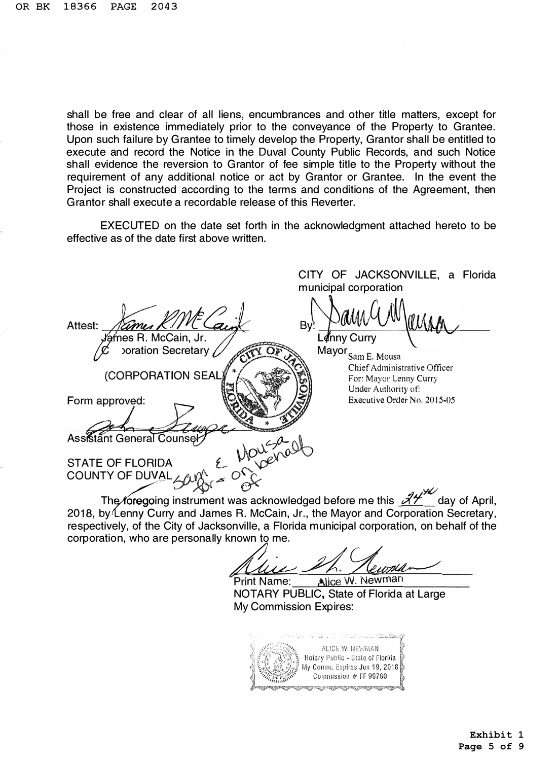shall be free and clear of all liens, encumbrances and other title matters, except for those in existence immediately prior to the conveyance of the Property to Grantee. Upon such failure by Grantee to timely develop the Property, Grantor shall be entitled to execute and record the Notice in the Duval County Public Records, and such Notice shall evidence the reversion to Grantor of fee simple title to the Property without the requirement of any additional notice or act by Grantor or Grantee. In the event the Project is constructed according to the terms and conditions of the Agreement, then Grantor shall execute a recordable release of this Reverter.

EXECUTED on the date set forth in the acknowledgment attached hereto to be effective as of the date first above written.

CITY OF JACKSONVILLE, a Florida municipal corporation

By: ___________________________
Lenny Curry
Mayor

Sam E. Mousa
Chief Administrative Officer
For: Mayor Lenny Curry
Under Authority of:
Executive Order No. 2015-05

Attest: ___________________________
James R. McCain, Jr.
Corporation Secretary

(CORPORATION SEAL)

Form approved:

___________________________
Assistant General Counsel

STATE OF FLORIDA
COUNTY OF DUVAL

Sam E. Mousa on behalf of

The foregoing instrument was acknowledged before me this 24th day of April, 2018, by Lenny Curry and James R. McCain, Jr., the Mayor and Corporation Secretary, respectively, of the City of Jacksonville, a Florida municipal corporation, on behalf of the corporation, who are personally known to me.

___________________________
Print Name: Alice W. Newman
NOTARY PUBLIC, State of Florida at Large
My Commission Expires:

ALICE W. NEWMAN
Notary Public - State of Florida
My Comm. Expires Jun 19, 2018
Commission # FF 99760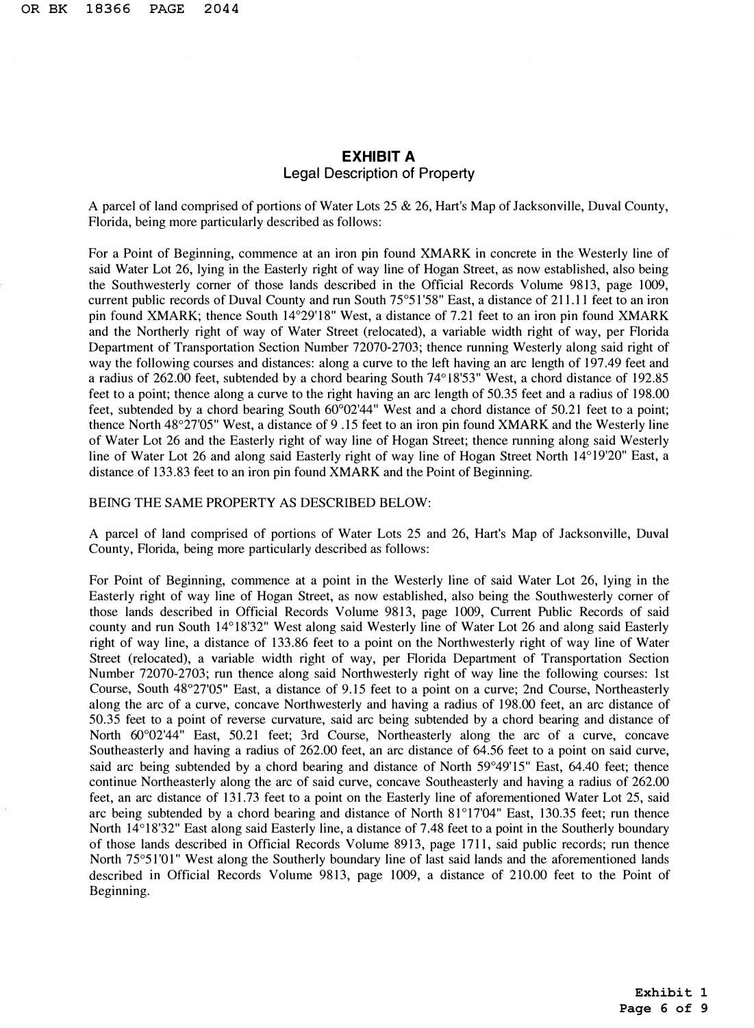# EXHIBIT A

Legal Description of Property

A parcel of land comprised of portions of Water Lots 25 & 26, Hart's Map of Jacksonville, Duval County, Florida, being more particularly described as follows:

For a Point of Beginning, commence at an iron pin found XMARK in concrete in the Westerly line of said Water Lot 26, lying in the Easterly right of way line of Hogan Street, as now established, also being the Southwesterly corner of those lands described in the Official Records Volume 9813, page 1009, current public records of Duval County and run South 75°51'58" East, a distance of 211.11 feet to an iron pin found XMARK; thence South 14°29'18" West, a distance of 7.21 feet to an iron pin found XMARK and the Northerly right of way of Water Street (relocated), a variable width right of way, per Florida Department of Transportation Section Number 72070-2703; thence running Westerly along said right of way the following courses and distances: along a curve to the left having an arc length of 197.49 feet and a radius of 262.00 feet, subtended by a chord bearing South 74°18'53" West, a chord distance of 192.85 feet to a point; thence along a curve to the right having an arc length of 50.35 feet and a radius of 198.00 feet, subtended by a chord bearing South 60°02'44" West and a chord distance of 50.21 feet to a point; thence North 48°27'05" West, a distance of 9 .15 feet to an iron pin found XMARK and the Westerly line of Water Lot 26 and the Easterly right of way line of Hogan Street; thence running along said Westerly line of Water Lot 26 and along said Easterly right of way line of Hogan Street North 14°19'20" East, a distance of 133.83 feet to an iron pin found XMARK and the Point of Beginning.

BEING THE SAME PROPERTY AS DESCRIBED BELOW:

A parcel of land comprised of portions of Water Lots 25 and 26, Hart's Map of Jacksonville, Duval County, Florida, being more particularly described as follows:

For Point of Beginning, commence at a point in the Westerly line of said Water Lot 26, lying in the Easterly right of way line of Hogan Street, as now established, also being the Southwesterly corner of those lands described in Official Records Volume 9813, page 1009, Current Public Records of said county and run South 14°18'32" West along said Westerly line of Water Lot 26 and along said Easterly right of way line, a distance of 133.86 feet to a point on the Northwesterly right of way line of Water Street (relocated), a variable width right of way, per Florida Department of Transportation Section Number 72070-2703; run thence along said Northwesterly right of way line the following courses: 1st Course, South 48°27'05" East, a distance of 9.15 feet to a point on a curve; 2nd Course, Northeasterly along the arc of a curve, concave Northwesterly and having a radius of 198.00 feet, an arc distance of 50.35 feet to a point of reverse curvature, said arc being subtended by a chord bearing and distance of North 60°02'44" East, 50.21 feet; 3rd Course, Northeasterly along the arc of a curve, concave Southeasterly and having a radius of 262.00 feet, an arc distance of 64.56 feet to a point on said curve, said arc being subtended by a chord bearing and distance of North 59°49'15" East, 64.40 feet; thence continue Northeasterly along the arc of said curve, concave Southeasterly and having a radius of 262.00 feet, an arc distance of 131.73 feet to a point on the Easterly line of aforementioned Water Lot 25, said arc being subtended by a chord bearing and distance of North 81°17'04" East, 130.35 feet; run thence North 14°18'32" East along said Easterly line, a distance of 7.48 feet to a point in the Southerly boundary of those lands described in Official Records Volume 8913, page 1711, said public records; run thence North 75°51'01" West along the Southerly boundary line of last said lands and the aforementioned lands described in Official Records Volume 9813, page 1009, a distance of 210.00 feet to the Point of Beginning.

**Exhibit 1**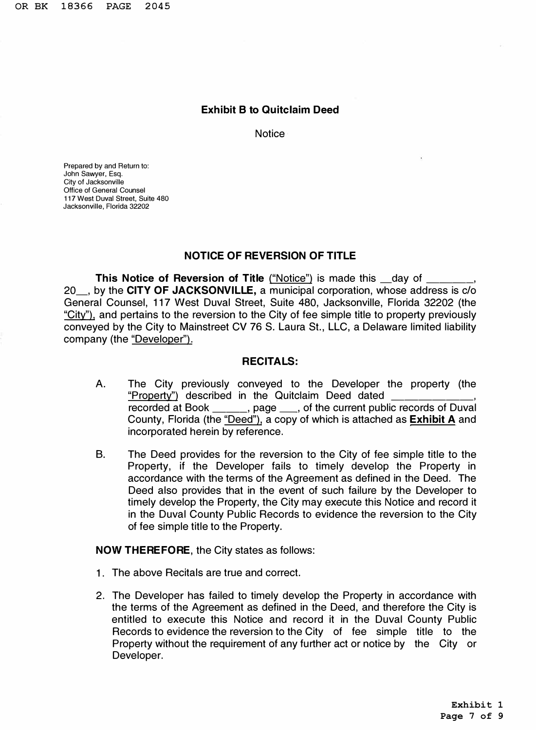**Exhibit B to Quitclaim Deed**

Notice

Prepared by and Return to:
John Sawyer, Esq.
City of Jacksonville
Office of General Counsel
117 West Duval Street, Suite 480
Jacksonville, Florida 32202

## NOTICE OF REVERSION OF TITLE

**This Notice of Reversion of Title** (<u>"Notice"</u>) is made this __day of ________, 20__, by the **CITY OF JACKSONVILLE,** a municipal corporation, whose address is c/o General Counsel, 117 West Duval Street, Suite 480, Jacksonville, Florida 32202 (the <u>"City"</u>), and pertains to the reversion to the City of fee simple title to property previously conveyed by the City to Mainstreet CV 76 S. Laura St., LLC, a Delaware limited liability company (the <u>"Developer"</u>).

### RECITALS:

A. The City previously conveyed to the Developer the property (the <u>"Property"</u>) described in the Quitclaim Deed dated ______________, recorded at Book ______, page ___, of the current public records of Duval County, Florida (the <u>"Deed"</u>), a copy of which is attached as **<u>Exhibit A</u>** and incorporated herein by reference.

B. The Deed provides for the reversion to the City of fee simple title to the Property, if the Developer fails to timely develop the Property in accordance with the terms of the Agreement as defined in the Deed. The Deed also provides that in the event of such failure by the Developer to timely develop the Property, the City may execute this Notice and record it in the Duval County Public Records to evidence the reversion to the City of fee simple title to the Property.

**NOW THEREFORE**, the City states as follows:

1. The above Recitals are true and correct.

2. The Developer has failed to timely develop the Property in accordance with the terms of the Agreement as defined in the Deed, and therefore the City is entitled to execute this Notice and record it in the Duval County Public Records to evidence the reversion to the City of fee simple title to the Property without the requirement of any further act or notice by the City or Developer.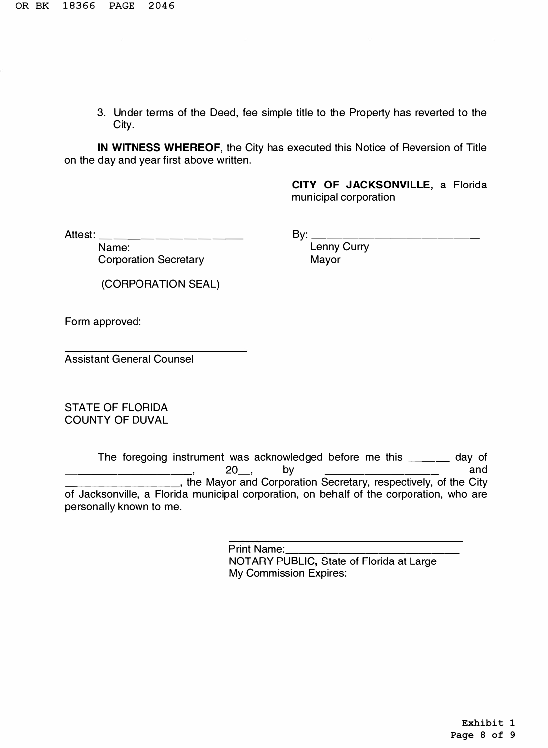3. Under terms of the Deed, fee simple title to the Property has reverted to the City.

**IN WITNESS WHEREOF**, the City has executed this Notice of Reversion of Title on the day and year first above written.

**CITY OF JACKSONVILLE,** a Florida municipal corporation

Attest: ___________________________
Name:
Corporation Secretary

(CORPORATION SEAL)

By: ______________________________
Lenny Curry
Mayor

Form approved:

______________________________
Assistant General Counsel

STATE OF FLORIDA
COUNTY OF DUVAL

The foregoing instrument was acknowledged before me this ______ day of ____________________, 20__, by __________________ and __________________, the Mayor and Corporation Secretary, respectively, of the City of Jacksonville, a Florida municipal corporation, on behalf of the corporation, who are personally known to me.

______________________________________
Print Name:_____________________________
NOTARY PUBLIC, State of Florida at Large
My Commission Expires: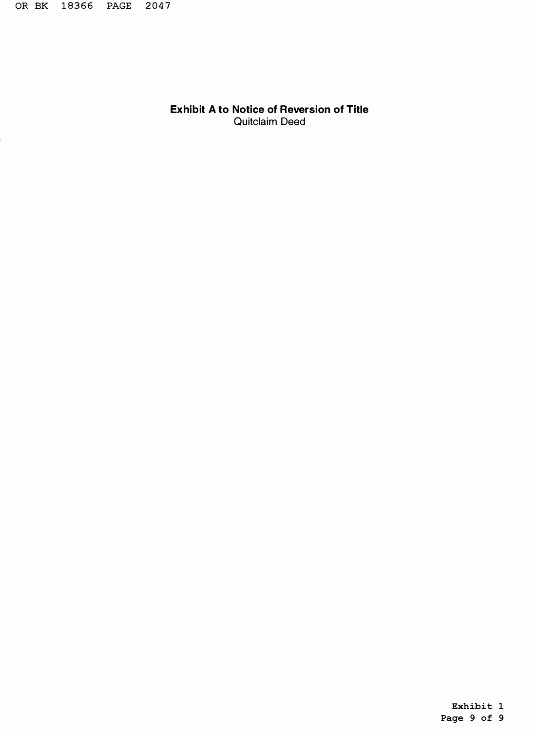**Exhibit A to Notice of Reversion of Title**
Quitclaim Deed